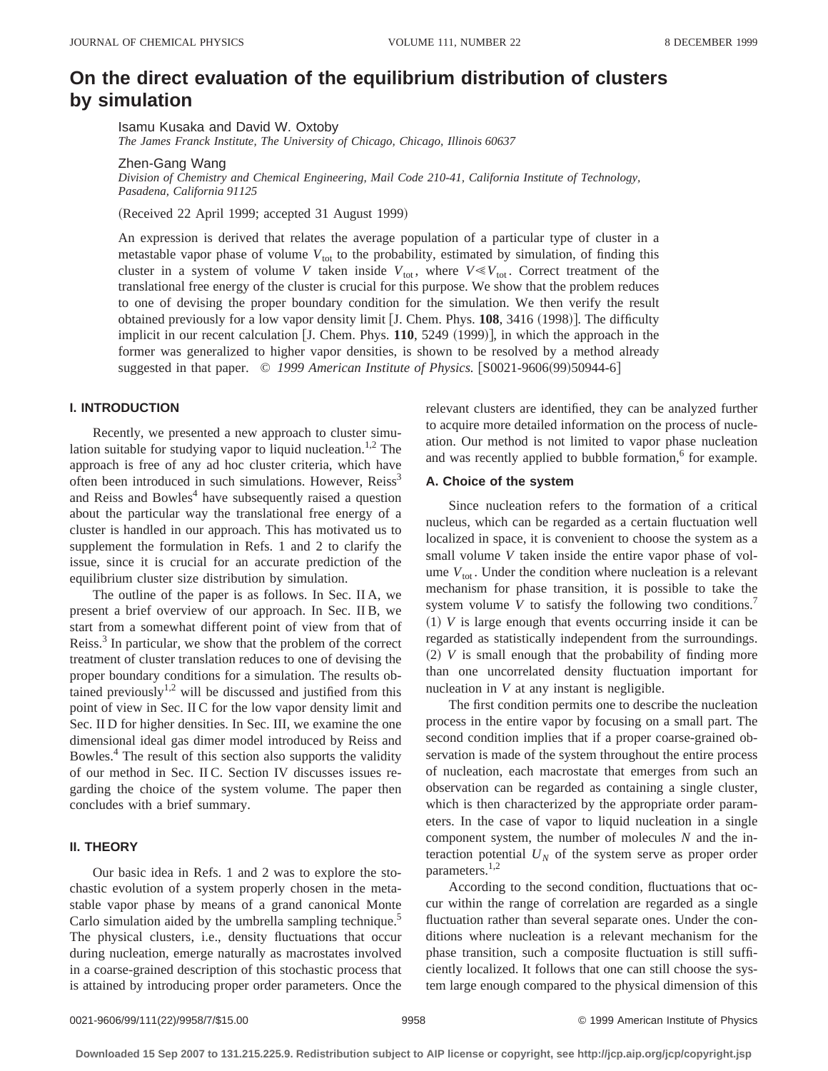# On the direct evaluation of the equilibrium distribution of clusters by simulation

Isamu Kusaka and David W. Oxtoby

*The James Franck Institute, The University of Chicago, Chicago, Illinois 60637*

Zhen-Gang Wang

*Division of Chemistry and Chemical Engineering, Mail Code 210-41, California Institute of Technology, Pasadena, California 91125*

(Received 22 April 1999; accepted 31 August 1999)

An expression is derived that relates the average population of a particular type of cluster in a metastable vapor phase of volume $V_{\text{tot}}$ to the probability, estimated by simulation, of finding this cluster in a system of volume $V$ taken inside $V_{\text{tot}}$, where $V \ll V_{\text{tot}}$. Correct treatment of the translational free energy of the cluster is crucial for this purpose. We show that the problem reduces to one of devising the proper boundary condition for the simulation. We then verify the result obtained previously for a low vapor density limit [J. Chem. Phys. **108**, 3416 (1998)]. The difficulty implicit in our recent calculation [J. Chem. Phys. **110**, 5249 (1999)], in which the approach in the former was generalized to higher vapor densities, is shown to be resolved by a method already suggested in that paper. © *1999 American Institute of Physics.* [S0021-9606(99)50944-6]

## I. INTRODUCTION

Recently, we presented a new approach to cluster simulation suitable for studying vapor to liquid nucleation.[1,2] The approach is free of any ad hoc cluster criteria, which have often been introduced in such simulations. However, Reiss[3] and Reiss and Bowles[4] have subsequently raised a question about the particular way the translational free energy of a cluster is handled in our approach. This has motivated us to supplement the formulation in Refs. 1 and 2 to clarify the issue, since it is crucial for an accurate prediction of the equilibrium cluster size distribution by simulation.

The outline of the paper is as follows. In Sec. II A, we present a brief overview of our approach. In Sec. II B, we start from a somewhat different point of view from that of Reiss.[3] In particular, we show that the problem of the correct treatment of cluster translation reduces to one of devising the proper boundary conditions for a simulation. The results obtained previously[1,2] will be discussed and justified from this point of view in Sec. II C for the low vapor density limit and Sec. II D for higher densities. In Sec. III, we examine the one dimensional ideal gas dimer model introduced by Reiss and Bowles.[4] The result of this section also supports the validity of our method in Sec. II C. Section IV discusses issues regarding the choice of the system volume. The paper then concludes with a brief summary.

## II. THEORY

Our basic idea in Refs. 1 and 2 was to explore the stochastic evolution of a system properly chosen in the metastable vapor phase by means of a grand canonical Monte Carlo simulation aided by the umbrella sampling technique.[5] The physical clusters, i.e., density fluctuations that occur during nucleation, emerge naturally as macrostates involved in a coarse-grained description of this stochastic process that is attained by introducing proper order parameters. Once the relevant clusters are identified, they can be analyzed further to acquire more detailed information on the process of nucleation. Our method is not limited to vapor phase nucleation and was recently applied to bubble formation,[6] for example.

### A. Choice of the system

Since nucleation refers to the formation of a critical nucleus, which can be regarded as a certain fluctuation well localized in space, it is convenient to choose the system as a small volume $V$ taken inside the entire vapor phase of volume $V_{\text{tot}}$. Under the condition where nucleation is a relevant mechanism for phase transition, it is possible to take the system volume $V$ to satisfy the following two conditions.[7] (1) $V$ is large enough that events occurring inside it can be regarded as statistically independent from the surroundings. (2) $V$ is small enough that the probability of finding more than one uncorrelated density fluctuation important for nucleation in $V$ at any instant is negligible.

The first condition permits one to describe the nucleation process in the entire vapor by focusing on a small part. The second condition implies that if a proper coarse-grained observation is made of the system throughout the entire process of nucleation, each macrostate that emerges from such an observation can be regarded as containing a single cluster, which is then characterized by the appropriate order parameters. In the case of vapor to liquid nucleation in a single component system, the number of molecules $N$ and the interaction potential $U_N$ of the system serve as proper order parameters.[1,2]

According to the second condition, fluctuations that occur within the range of correlation are regarded as a single fluctuation rather than several separate ones. Under the conditions where nucleation is a relevant mechanism for the phase transition, such a composite fluctuation is still sufficiently localized. It follows that one can still choose the system large enough compared to the physical dimension of this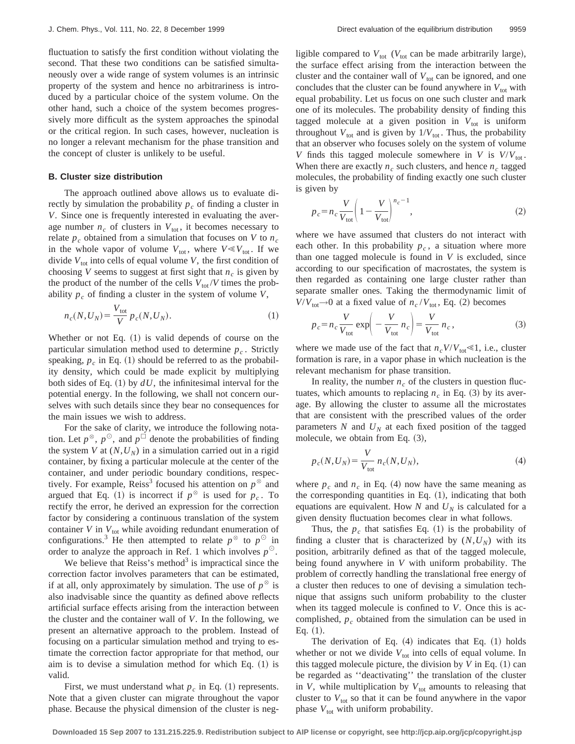fluctuation to satisfy the first condition without violating the second. That these two conditions can be satisfied simultaneously over a wide range of system volumes is an intrinsic property of the system and hence no arbitrariness is introduced by a particular choice of the system volume. On the other hand, such a choice of the system becomes progressively more difficult as the system approaches the spinodal or the critical region. In such cases, however, nucleation is no longer a relevant mechanism for the phase transition and the concept of cluster is unlikely to be useful.

### B. Cluster size distribution

The approach outlined above allows us to evaluate directly by simulation the probability $p_c$ of finding a cluster in $V$. Since one is frequently interested in evaluating the average number $n_c$ of clusters in $V_{\mathrm{tot}}$, it becomes necessary to relate $p_c$ obtained from a simulation that focuses on $V$ to $n_c$ in the whole vapor of volume $V_{\mathrm{tot}}$, where $V \ll V_{\mathrm{tot}}$. If we divide $V_{\mathrm{tot}}$ into cells of equal volume $V$, the first condition of choosing $V$ seems to suggest at first sight that $n_c$ is given by the product of the number of the cells $V_{\mathrm{tot}}/V$ times the probability $p_c$ of finding a cluster in the system of volume $V$,

$$n_c(N,U_N) = \frac{V_{\mathrm{tot}}}{V} p_c(N,U_N). \tag{1}$$

Whether or not Eq. (1) is valid depends of course on the particular simulation method used to determine $p_c$. Strictly speaking, $p_c$ in Eq. (1) should be referred to as the probability density, which could be made explicit by multiplying both sides of Eq. (1) by $dU$, the infinitesimal interval for the potential energy. In the following, we shall not concern ourselves with such details since they bear no consequences for the main issues we wish to address.

For the sake of clarity, we introduce the following notation. Let $p^{\otimes}$, $p^{\odot}$, and $p^{\square}$ denote the probabilities of finding the system $V$ at $(N,U_N)$ in a simulation carried out in a rigid container, by fixing a particular molecule at the center of the container, and under periodic boundary conditions, respectively. For example, Reiss[3] focused his attention on $p^{\otimes}$ and argued that Eq. (1) is incorrect if $p^{\otimes}$ is used for $p_c$. To rectify the error, he derived an expression for the correction factor by considering a continuous translation of the system container $V$ in $V_{\mathrm{tot}}$ while avoiding redundant enumeration of configurations.[3] He then attempted to relate $p^{\otimes}$ to $p^{\odot}$ in order to analyze the approach in Ref. 1 which involves $p^{\odot}$.

We believe that Reiss's method[3] is impractical since the correction factor involves parameters that can be estimated, if at all, only approximately by simulation. The use of $p^{\otimes}$ is also inadvisable since the quantity as defined above reflects artificial surface effects arising from the interaction between the cluster and the container wall of $V$. In the following, we present an alternative approach to the problem. Instead of focusing on a particular simulation method and trying to estimate the correction factor appropriate for that method, our aim is to devise a simulation method for which Eq. (1) is valid.

First, we must understand what $p_c$ in Eq. (1) represents. Note that a given cluster can migrate throughout the vapor phase. Because the physical dimension of the cluster is negligible compared to $V_{\mathrm{tot}}$ ($V_{\mathrm{tot}}$ can be made arbitrarily large), the surface effect arising from the interaction between the cluster and the container wall of $V_{\mathrm{tot}}$ can be ignored, and one concludes that the cluster can be found anywhere in $V_{\mathrm{tot}}$ with equal probability. Let us focus on one such cluster and mark one of its molecules. The probability density of finding this tagged molecule at a given position in $V_{\mathrm{tot}}$ is uniform throughout $V_{\mathrm{tot}}$ and is given by $1/V_{\mathrm{tot}}$. Thus, the probability that an observer who focuses solely on the system of volume $V$ finds this tagged molecule somewhere in $V$ is $V/V_{\mathrm{tot}}$. When there are exactly $n_c$ such clusters, and hence $n_c$ tagged molecules, the probability of finding exactly one such cluster is given by

$$p_c = n_c \frac{V}{V_{\mathrm{tot}}} \left( 1 - \frac{V}{V_{\mathrm{tot}}} \right)^{n_c - 1}, \tag{2}$$

where we have assumed that clusters do not interact with each other. In this probability $p_c$, a situation where more than one tagged molecule is found in $V$ is excluded, since according to our specification of macrostates, the system is then regarded as containing one large cluster rather than separate smaller ones. Taking the thermodynamic limit of $V/V_{\mathrm{tot}} \to 0$ at a fixed value of $n_c/V_{\mathrm{tot}}$, Eq. (2) becomes

$$p_c = n_c \frac{V}{V_{\mathrm{tot}}} \exp\left( -\frac{V}{V_{\mathrm{tot}}} n_c \right) = \frac{V}{V_{\mathrm{tot}}} n_c, \tag{3}$$

where we made use of the fact that $n_c V/V_{\mathrm{tot}} \ll 1$, i.e., cluster formation is rare, in a vapor phase in which nucleation is the relevant mechanism for phase transition.

In reality, the number $n_c$ of the clusters in question fluctuates, which amounts to replacing $n_c$ in Eq. (3) by its average. By allowing the cluster to assume all the microstates that are consistent with the prescribed values of the order parameters $N$ and $U_N$ at each fixed position of the tagged molecule, we obtain from Eq. (3),

$$p_c(N,U_N) = \frac{V}{V_{\mathrm{tot}}} n_c(N,U_N), \tag{4}$$

where $p_c$ and $n_c$ in Eq. (4) now have the same meaning as the corresponding quantities in Eq. (1), indicating that both equations are equivalent. How $N$ and $U_N$ is calculated for a given density fluctuation becomes clear in what follows.

Thus, the $p_c$ that satisfies Eq. (1) is the probability of finding a cluster that is characterized by $(N,U_N)$ with its position, arbitrarily defined as that of the tagged molecule, being found anywhere in $V$ with uniform probability. The problem of correctly handling the translational free energy of a cluster then reduces to one of devising a simulation technique that assigns such uniform probability to the cluster when its tagged molecule is confined to $V$. Once this is accomplished, $p_c$ obtained from the simulation can be used in Eq. (1).

The derivation of Eq. (4) indicates that Eq. (1) holds whether or not we divide $V_{\mathrm{tot}}$ into cells of equal volume. In this tagged molecule picture, the division by $V$ in Eq. (1) can be regarded as "deactivating" the translation of the cluster in $V$, while multiplication by $V_{\mathrm{tot}}$ amounts to releasing that cluster to $V_{\mathrm{tot}}$ so that it can be found anywhere in the vapor phase $V_{\mathrm{tot}}$ with uniform probability.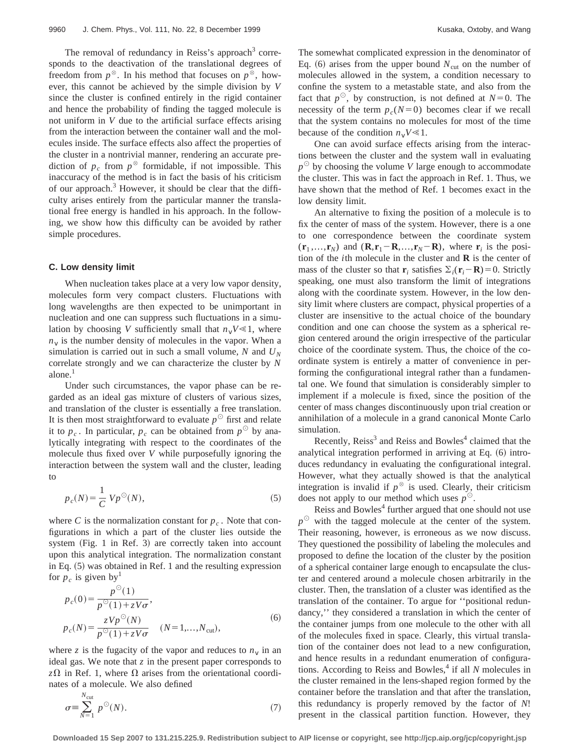The removal of redundancy in Reiss's approach[3] corresponds to the deactivation of the translational degrees of freedom from $p^{\otimes}$. In his method that focuses on $p^{\otimes}$, however, this cannot be achieved by the simple division by $V$ since the cluster is confined entirely in the rigid container and hence the probability of finding the tagged molecule is not uniform in $V$ due to the artificial surface effects arising from the interaction between the container wall and the molecules inside. The surface effects also affect the properties of the cluster in a nontrivial manner, rendering an accurate prediction of $p_c$ from $p^{\otimes}$ formidable, if not impossible. This inaccuracy of the method is in fact the basis of his criticism of our approach.[3] However, it should be clear that the difficulty arises entirely from the particular manner the translational free energy is handled in his approach. In the following, we show how this difficulty can be avoided by rather simple procedures.

### C. Low density limit

When nucleation takes place at a very low vapor density, molecules form very compact clusters. Fluctuations with long wavelengths are then expected to be unimportant in nucleation and one can suppress such fluctuations in a simulation by choosing $V$ sufficiently small that $n_v V \ll 1$, where $n_v$ is the number density of molecules in the vapor. When a simulation is carried out in such a small volume, $N$ and $U_N$ correlate strongly and we can characterize the cluster by $N$ alone.[1]

Under such circumstances, the vapor phase can be regarded as an ideal gas mixture of clusters of various sizes, and translation of the cluster is essentially a free translation. It is then most straightforward to evaluate $p^{\odot}$ first and relate it to $p_c$. In particular, $p_c$ can be obtained from $p^{\odot}$ by analytically integrating with respect to the coordinates of the molecule thus fixed over $V$ while purposefully ignoring the interaction between the system wall and the cluster, leading to

$$p_c(N) = \frac{1}{C} V p^{\odot}(N), \tag{5}$$

where $C$ is the normalization constant for $p_c$. Note that configurations in which a part of the cluster lies outside the system (Fig. 1 in Ref. 3) are correctly taken into account upon this analytical integration. The normalization constant in Eq. (5) was obtained in Ref. 1 and the resulting expression for $p_c$ is given by[1]

$$\begin{aligned} p_c(0) &= \frac{p^{\odot}(1)}{p^{\odot}(1) + zV\sigma}, \\ p_c(N) &= \frac{zVp^{\odot}(N)}{p^{\odot}(1) + zV\sigma} \quad (N = 1,\ldots,N_{\text{cut}}), \end{aligned} \tag{6}$$

where $z$ is the fugacity of the vapor and reduces to $n_v$ in an ideal gas. We note that $z$ in the present paper corresponds to $z\Omega$ in Ref. 1, where $\Omega$ arises from the orientational coordinates of a molecule. We also defined

$$\sigma \equiv \sum_{N=1}^{N_{\text{cut}}} p^{\odot}(N). \tag{7}$$

The somewhat complicated expression in the denominator of Eq. (6) arises from the upper bound $N_{\text{cut}}$ on the number of molecules allowed in the system, a condition necessary to confine the system to a metastable state, and also from the fact that $p^{\odot}$, by construction, is not defined at $N=0$. The necessity of the term $p_c(N=0)$ becomes clear if we recall that the system contains no molecules for most of the time because of the condition $n_v V \ll 1$.

One can avoid surface effects arising from the interactions between the cluster and the system wall in evaluating $p^{\odot}$ by choosing the volume $V$ large enough to accommodate the cluster. This was in fact the approach in Ref. 1. Thus, we have shown that the method of Ref. 1 becomes exact in the low density limit.

An alternative to fixing the position of a molecule is to fix the center of mass of the system. However, there is a one to one correspondence between the coordinate system $(\mathbf{r}_1,\ldots,\mathbf{r}_N)$ and $(\mathbf{R},\mathbf{r}_1-\mathbf{R},\ldots,\mathbf{r}_N-\mathbf{R})$, where $\mathbf{r}_i$ is the position of the $i$th molecule in the cluster and $\mathbf{R}$ is the center of mass of the cluster so that $\mathbf{r}_i$ satisfies $\Sigma_i(\mathbf{r}_i-\mathbf{R})=0$. Strictly speaking, one must also transform the limit of integrations along with the coordinate system. However, in the low density limit where clusters are compact, physical properties of a cluster are insensitive to the actual choice of the boundary condition and one can choose the system as a spherical region centered around the origin irrespective of the particular choice of the coordinate system. Thus, the choice of the coordinate system is entirely a matter of convenience in performing the configurational integral rather than a fundamental one. We found that simulation is considerably simpler to implement if a molecule is fixed, since the position of the center of mass changes discontinuously upon trial creation or annihilation of a molecule in a grand canonical Monte Carlo simulation.

Recently, Reiss[3] and Reiss and Bowles[4] claimed that the analytical integration performed in arriving at Eq. (6) introduces redundancy in evaluating the configurational integral. However, what they actually showed is that the analytical integration is invalid if $p^{\otimes}$ is used. Clearly, their criticism does not apply to our method which uses $p^{\odot}$.

Reiss and Bowles[4] further argued that one should not use $p^{\odot}$ with the tagged molecule at the center of the system. Their reasoning, however, is erroneous as we now discuss. They questioned the possibility of labeling the molecules and proposed to define the location of the cluster by the position of a spherical container large enough to encapsulate the cluster and centered around a molecule chosen arbitrarily in the cluster. Then, the translation of a cluster was identified as the translation of the container. To argue for ''positional redundancy,'' they considered a translation in which the center of the container jumps from one molecule to the other with all of the molecules fixed in space. Clearly, this virtual translation of the container does not lead to a new configuration, and hence results in a redundant enumeration of configurations. According to Reiss and Bowles,[4] if all $N$ molecules in the cluster remained in the lens-shaped region formed by the container before the translation and that after the translation, this redundancy is properly removed by the factor of $N!$ present in the classical partition function. However, they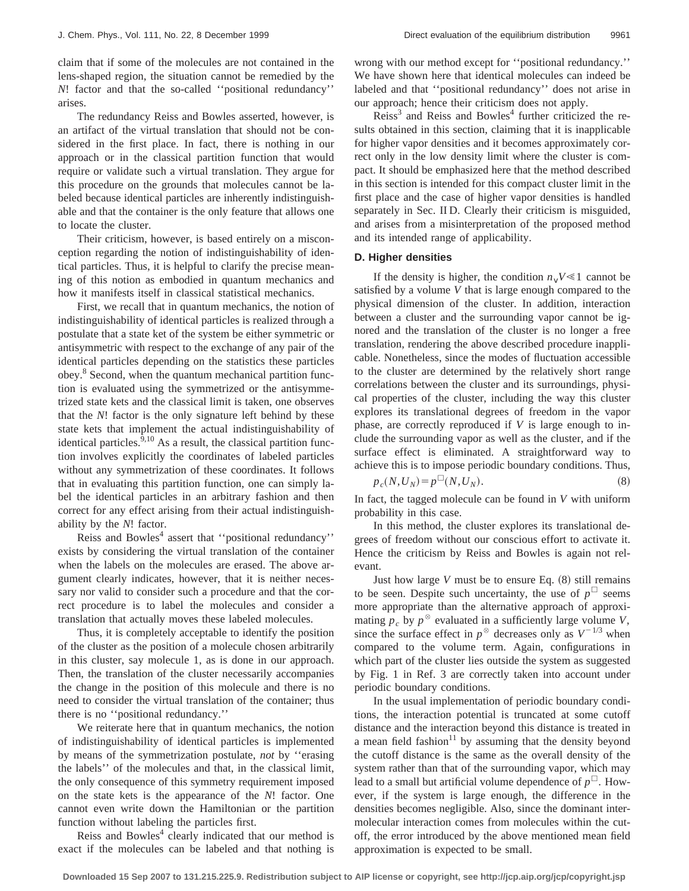claim that if some of the molecules are not contained in the lens-shaped region, the situation cannot be remedied by the $N!$ factor and that the so-called ''positional redundancy'' arises.

The redundancy Reiss and Bowles asserted, however, is an artifact of the virtual translation that should not be considered in the first place. In fact, there is nothing in our approach or in the classical partition function that would require or validate such a virtual translation. They argue for this procedure on the grounds that molecules cannot be labeled because identical particles are inherently indistinguishable and that the container is the only feature that allows one to locate the cluster.

Their criticism, however, is based entirely on a misconception regarding the notion of indistinguishability of identical particles. Thus, it is helpful to clarify the precise meaning of this notion as embodied in quantum mechanics and how it manifests itself in classical statistical mechanics.

First, we recall that in quantum mechanics, the notion of indistinguishability of identical particles is realized through a postulate that a state ket of the system be either symmetric or antisymmetric with respect to the exchange of any pair of the identical particles depending on the statistics these particles obey.[8] Second, when the quantum mechanical partition function is evaluated using the symmetrized or the antisymmetrized state kets and the classical limit is taken, one observes that the $N!$ factor is the only signature left behind by these state kets that implement the actual indistinguishability of identical particles.[9,10] As a result, the classical partition function involves explicitly the coordinates of labeled particles without any symmetrization of these coordinates. It follows that in evaluating this partition function, one can simply label the identical particles in an arbitrary fashion and then correct for any effect arising from their actual indistinguishability by the $N!$ factor.

Reiss and Bowles[4] assert that ''positional redundancy'' exists by considering the virtual translation of the container when the labels on the molecules are erased. The above argument clearly indicates, however, that it is neither necessary nor valid to consider such a procedure and that the correct procedure is to label the molecules and consider a translation that actually moves these labeled molecules.

Thus, it is completely acceptable to identify the position of the cluster as the position of a molecule chosen arbitrarily in this cluster, say molecule 1, as is done in our approach. Then, the translation of the cluster necessarily accompanies the change in the position of this molecule and there is no need to consider the virtual translation of the container; thus there is no ''positional redundancy.''

We reiterate here that in quantum mechanics, the notion of indistinguishability of identical particles is implemented by means of the symmetrization postulate, *not* by ''erasing the labels'' of the molecules and that, in the classical limit, the only consequence of this symmetry requirement imposed on the state kets is the appearance of the $N!$ factor. One cannot even write down the Hamiltonian or the partition function without labeling the particles first.

Reiss and Bowles[4] clearly indicated that our method is exact if the molecules can be labeled and that nothing is wrong with our method except for ''positional redundancy.'' We have shown here that identical molecules can indeed be labeled and that ''positional redundancy'' does not arise in our approach; hence their criticism does not apply.

Reiss[3] and Reiss and Bowles[4] further criticized the results obtained in this section, claiming that it is inapplicable for higher vapor densities and it becomes approximately correct only in the low density limit where the cluster is compact. It should be emphasized here that the method described in this section is intended for this compact cluster limit in the first place and the case of higher vapor densities is handled separately in Sec. II D. Clearly their criticism is misguided, and arises from a misinterpretation of the proposed method and its intended range of applicability.

### D. Higher densities

If the density is higher, the condition $n_v V \ll 1$ cannot be satisfied by a volume $V$ that is large enough compared to the physical dimension of the cluster. In addition, interaction between a cluster and the surrounding vapor cannot be ignored and the translation of the cluster is no longer a free translation, rendering the above described procedure inapplicable. Nonetheless, since the modes of fluctuation accessible to the cluster are determined by the relatively short range correlations between the cluster and its surroundings, physical properties of the cluster, including the way this cluster explores its translational degrees of freedom in the vapor phase, are correctly reproduced if $V$ is large enough to include the surrounding vapor as well as the cluster, and if the surface effect is eliminated. A straightforward way to achieve this is to impose periodic boundary conditions. Thus,

$$p_c(N,U_N) = p^{\square}(N,U_N). \tag{8}$$

In fact, the tagged molecule can be found in $V$ with uniform probability in this case.

In this method, the cluster explores its translational degrees of freedom without our conscious effort to activate it. Hence the criticism by Reiss and Bowles is again not relevant.

Just how large $V$ must be to ensure Eq. (8) still remains to be seen. Despite such uncertainty, the use of $p^{\square}$ seems more appropriate than the alternative approach of approximating $p_c$ by $p^{\otimes}$ evaluated in a sufficiently large volume $V$, since the surface effect in $p^{\otimes}$ decreases only as $V^{-1/3}$ when compared to the volume term. Again, configurations in which part of the cluster lies outside the system as suggested by Fig. 1 in Ref. 3 are correctly taken into account under periodic boundary conditions.

In the usual implementation of periodic boundary conditions, the interaction potential is truncated at some cutoff distance and the interaction beyond this distance is treated in a mean field fashion[11] by assuming that the density beyond the cutoff distance is the same as the overall density of the system rather than that of the surrounding vapor, which may lead to a small but artificial volume dependence of $p^{\square}$. However, if the system is large enough, the difference in the densities becomes negligible. Also, since the dominant intermolecular interaction comes from molecules within the cutoff, the error introduced by the above mentioned mean field approximation is expected to be small.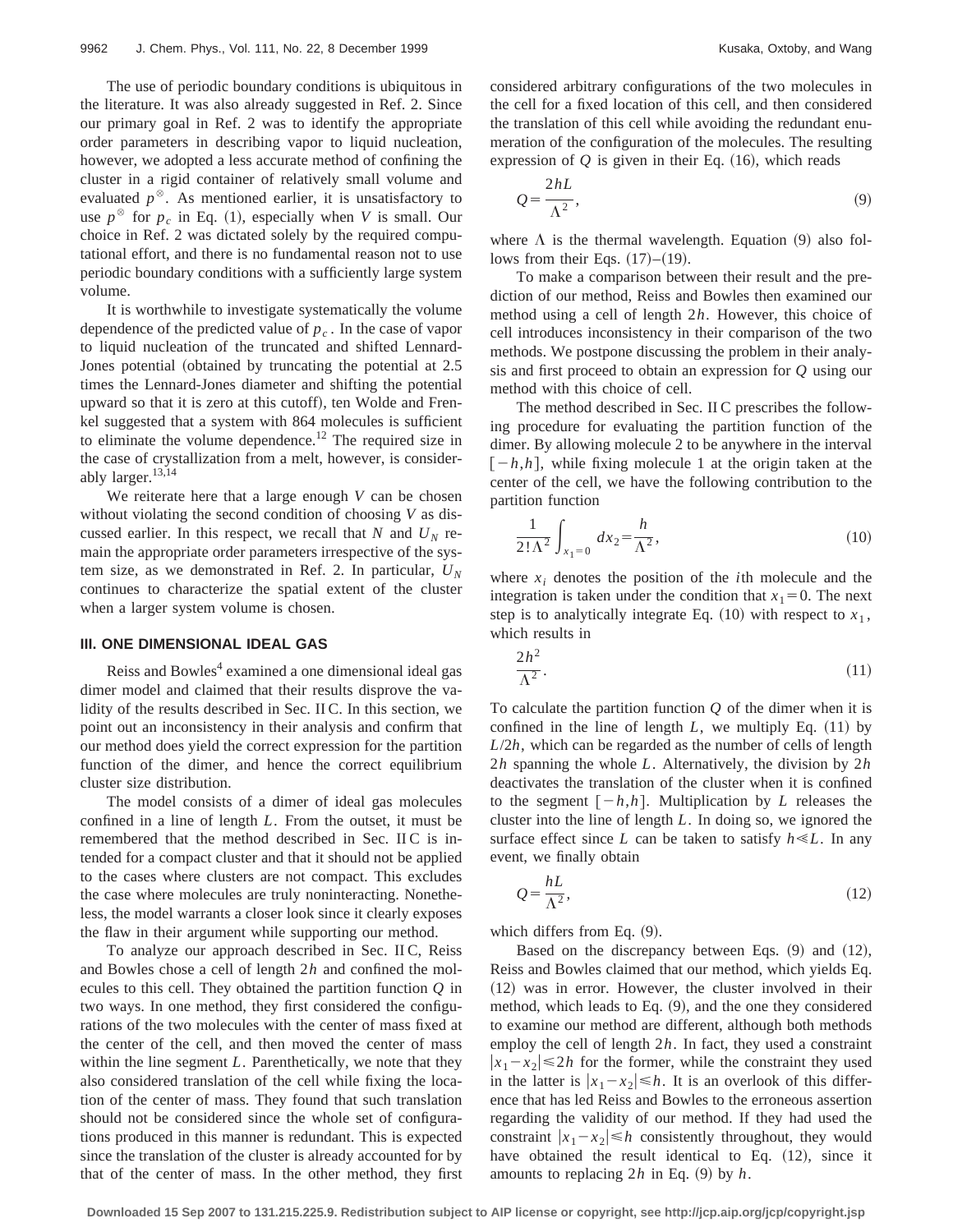The use of periodic boundary conditions is ubiquitous in the literature. It was also already suggested in Ref. 2. Since our primary goal in Ref. 2 was to identify the appropriate order parameters in describing vapor to liquid nucleation, however, we adopted a less accurate method of confining the cluster in a rigid container of relatively small volume and evaluated $p^{\otimes}$. As mentioned earlier, it is unsatisfactory to use $p^{\otimes}$ for $p_c$ in Eq. (1), especially when $V$ is small. Our choice in Ref. 2 was dictated solely by the required computational effort, and there is no fundamental reason not to use periodic boundary conditions with a sufficiently large system volume.

It is worthwhile to investigate systematically the volume dependence of the predicted value of $p_c$. In the case of vapor to liquid nucleation of the truncated and shifted Lennard-Jones potential (obtained by truncating the potential at 2.5 times the Lennard-Jones diameter and shifting the potential upward so that it is zero at this cutoff), ten Wolde and Frenkel suggested that a system with 864 molecules is sufficient to eliminate the volume dependence.[12] The required size in the case of crystallization from a melt, however, is considerably larger.[13,14]

We reiterate here that a large enough $V$ can be chosen without violating the second condition of choosing $V$ as discussed earlier. In this respect, we recall that $N$ and $U_N$ remain the appropriate order parameters irrespective of the system size, as we demonstrated in Ref. 2. In particular, $U_N$ continues to characterize the spatial extent of the cluster when a larger system volume is chosen.

## III. ONE DIMENSIONAL IDEAL GAS

Reiss and Bowles[4] examined a one dimensional ideal gas dimer model and claimed that their results disprove the validity of the results described in Sec. II C. In this section, we point out an inconsistency in their analysis and confirm that our method does yield the correct expression for the partition function of the dimer, and hence the correct equilibrium cluster size distribution.

The model consists of a dimer of ideal gas molecules confined in a line of length $L$. From the outset, it must be remembered that the method described in Sec. II C is intended for a compact cluster and that it should not be applied to the cases where clusters are not compact. This excludes the case where molecules are truly noninteracting. Nonetheless, the model warrants a closer look since it clearly exposes the flaw in their argument while supporting our method.

To analyze our approach described in Sec. II C, Reiss and Bowles chose a cell of length $2h$ and confined the molecules to this cell. They obtained the partition function $Q$ in two ways. In one method, they first considered the configurations of the two molecules with the center of mass fixed at the center of the cell, and then moved the center of mass within the line segment $L$. Parenthetically, we note that they also considered translation of the cell while fixing the location of the center of mass. They found that such translation should not be considered since the whole set of configurations produced in this manner is redundant. This is expected since the translation of the cluster is already accounted for by that of the center of mass. In the other method, they first considered arbitrary configurations of the two molecules in the cell for a fixed location of this cell, and then considered the translation of this cell while avoiding the redundant enumeration of the configuration of the molecules. The resulting expression of $Q$ is given in their Eq. (16), which reads

$$Q=\frac{2hL}{\Lambda^2}, \tag{9}$$

where $\Lambda$ is the thermal wavelength. Equation (9) also follows from their Eqs. (17)–(19).

To make a comparison between their result and the prediction of our method, Reiss and Bowles then examined our method using a cell of length $2h$. However, this choice of cell introduces inconsistency in their comparison of the two methods. We postpone discussing the problem in their analysis and first proceed to obtain an expression for $Q$ using our method with this choice of cell.

The method described in Sec. II C prescribes the following procedure for evaluating the partition function of the dimer. By allowing molecule 2 to be anywhere in the interval $[-h,h]$, while fixing molecule 1 at the origin taken at the center of the cell, we have the following contribution to the partition function

$$\frac{1}{2!\Lambda^2}\int_{x_1=0} dx_2=\frac{h}{\Lambda^2}, \tag{10}$$

where $x_i$ denotes the position of the $i$th molecule and the integration is taken under the condition that $x_1=0$. The next step is to analytically integrate Eq. (10) with respect to $x_1$, which results in

$$\frac{2h^2}{\Lambda^2}. \tag{11}$$

To calculate the partition function $Q$ of the dimer when it is confined in the line of length $L$, we multiply Eq. (11) by $L/2h$, which can be regarded as the number of cells of length $2h$ spanning the whole $L$. Alternatively, the division by $2h$ deactivates the translation of the cluster when it is confined to the segment $[-h,h]$. Multiplication by $L$ releases the cluster into the line of length $L$. In doing so, we ignored the surface effect since $L$ can be taken to satisfy $h \ll L$. In any event, we finally obtain

$$Q=\frac{hL}{\Lambda^2}, \tag{12}$$

which differs from Eq. (9).

Based on the discrepancy between Eqs. (9) and (12), Reiss and Bowles claimed that our method, which yields Eq. (12) was in error. However, the cluster involved in their method, which leads to Eq. (9), and the one they considered to examine our method are different, although both methods employ the cell of length $2h$. In fact, they used a constraint $|x_1-x_2|\leqslant 2h$ for the former, while the constraint they used in the latter is $|x_1-x_2|\leqslant h$. It is an overlook of this difference that has led Reiss and Bowles to the erroneous assertion regarding the validity of our method. If they had used the constraint $|x_1-x_2|\leqslant h$ consistently throughout, they would have obtained the result identical to Eq. (12), since it amounts to replacing $2h$ in Eq. (9) by $h$.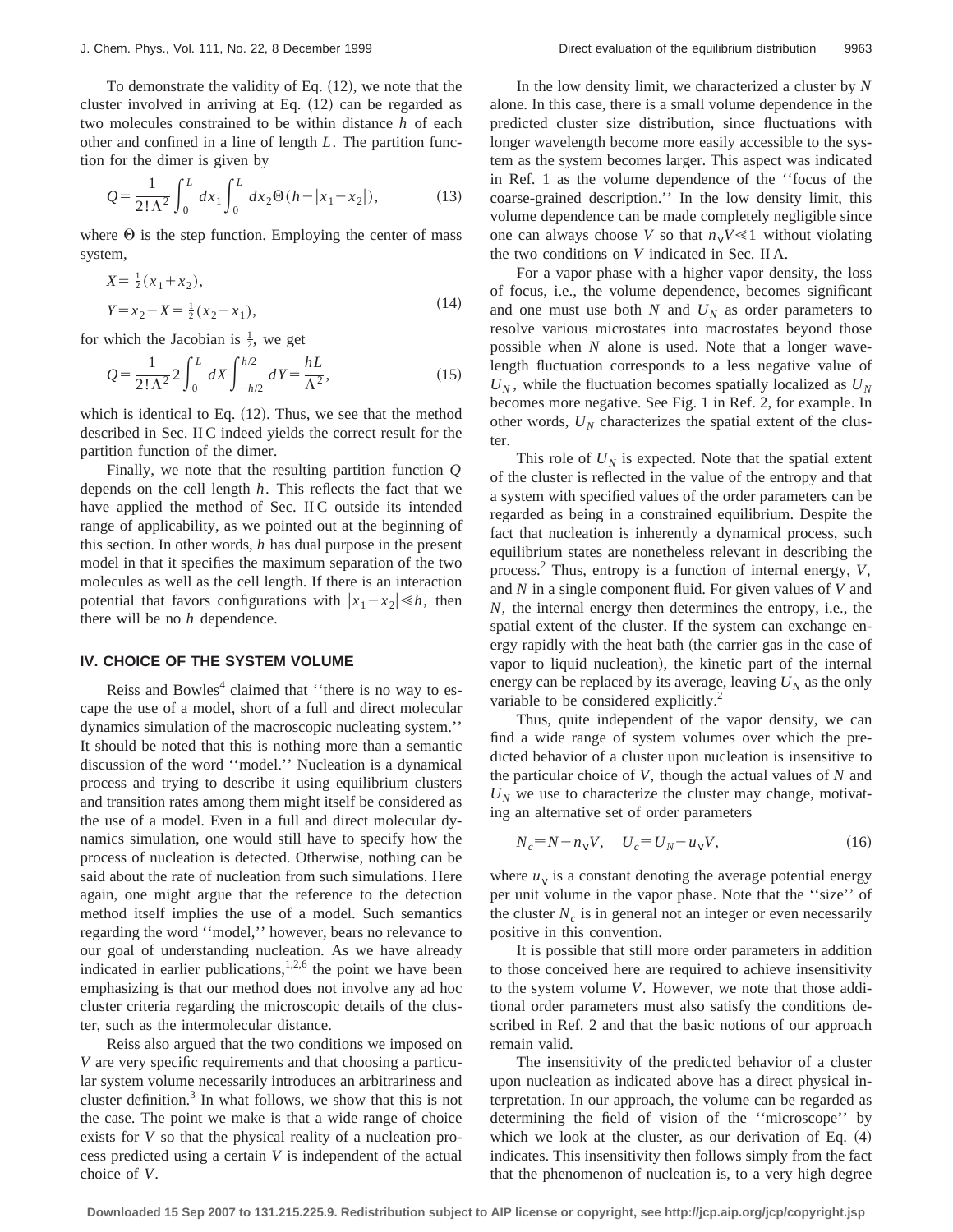To demonstrate the validity of Eq. (12), we note that the cluster involved in arriving at Eq. (12) can be regarded as two molecules constrained to be within distance $h$ of each other and confined in a line of length $L$. The partition function for the dimer is given by

$$Q=\frac{1}{2!\Lambda^2}\int_0^L dx_1\int_0^L dx_2\Theta(h-|x_1-x_2|), \tag{13}$$

where $\Theta$ is the step function. Employing the center of mass system,

$$\begin{aligned} X&=\tfrac{1}{2}(x_1+x_2),\\ Y&=x_2-X=\tfrac{1}{2}(x_2-x_1), \end{aligned} \tag{14}$$

for which the Jacobian is $\frac{1}{2}$, we get

$$Q=\frac{1}{2!\Lambda^2}2\int_0^L dX\int_{-h/2}^{h/2}dY=\frac{hL}{\Lambda^2}, \tag{15}$$

which is identical to Eq. (12). Thus, we see that the method described in Sec. II C indeed yields the correct result for the partition function of the dimer.

Finally, we note that the resulting partition function $Q$ depends on the cell length $h$. This reflects the fact that we have applied the method of Sec. II C outside its intended range of applicability, as we pointed out at the beginning of this section. In other words, $h$ has dual purpose in the present model in that it specifies the maximum separation of the two molecules as well as the cell length. If there is an interaction potential that favors configurations with $|x_1-x_2|\ll h$, then there will be no $h$ dependence.

## IV. CHOICE OF THE SYSTEM VOLUME

Reiss and Bowles[4] claimed that ''there is no way to escape the use of a model, short of a full and direct molecular dynamics simulation of the macroscopic nucleating system.'' It should be noted that this is nothing more than a semantic discussion of the word ''model.'' Nucleation is a dynamical process and trying to describe it using equilibrium clusters and transition rates among them might itself be considered as the use of a model. Even in a full and direct molecular dynamics simulation, one would still have to specify how the process of nucleation is detected. Otherwise, nothing can be said about the rate of nucleation from such simulations. Here again, one might argue that the reference to the detection method itself implies the use of a model. Such semantics regarding the word ''model,'' however, bears no relevance to our goal of understanding nucleation. As we have already indicated in earlier publications,[1,2,6] the point we have been emphasizing is that our method does not involve any ad hoc cluster criteria regarding the microscopic details of the cluster, such as the intermolecular distance.

Reiss also argued that the two conditions we imposed on $V$ are very specific requirements and that choosing a particular system volume necessarily introduces an arbitrariness and cluster definition.[3] In what follows, we show that this is not the case. The point we make is that a wide range of choice exists for $V$ so that the physical reality of a nucleation process predicted using a certain $V$ is independent of the actual choice of $V$.

In the low density limit, we characterized a cluster by $N$ alone. In this case, there is a small volume dependence in the predicted cluster size distribution, since fluctuations with longer wavelength become more easily accessible to the system as the system becomes larger. This aspect was indicated in Ref. 1 as the volume dependence of the ''focus of the coarse-grained description.'' In the low density limit, this volume dependence can be made completely negligible since one can always choose $V$ so that $n_{\mathrm{v}}V\ll 1$ without violating the two conditions on $V$ indicated in Sec. II A.

For a vapor phase with a higher vapor density, the loss of focus, i.e., the volume dependence, becomes significant and one must use both $N$ and $U_N$ as order parameters to resolve various microstates into macrostates beyond those possible when $N$ alone is used. Note that a longer wavelength fluctuation corresponds to a less negative value of $U_N$, while the fluctuation becomes spatially localized as $U_N$ becomes more negative. See Fig. 1 in Ref. 2, for example. In other words, $U_N$ characterizes the spatial extent of the cluster.

This role of $U_N$ is expected. Note that the spatial extent of the cluster is reflected in the value of the entropy and that a system with specified values of the order parameters can be regarded as being in a constrained equilibrium. Despite the fact that nucleation is inherently a dynamical process, such equilibrium states are nonetheless relevant in describing the process.[2] Thus, entropy is a function of internal energy, $V$, and $N$ in a single component fluid. For given values of $V$ and $N$, the internal energy then determines the entropy, i.e., the spatial extent of the cluster. If the system can exchange energy rapidly with the heat bath (the carrier gas in the case of vapor to liquid nucleation), the kinetic part of the internal energy can be replaced by its average, leaving $U_N$ as the only variable to be considered explicitly.[2]

Thus, quite independent of the vapor density, we can find a wide range of system volumes over which the predicted behavior of a cluster upon nucleation is insensitive to the particular choice of $V$, though the actual values of $N$ and $U_N$ we use to characterize the cluster may change, motivating an alternative set of order parameters

$$N_c\equiv N-n_{\mathrm{v}}V,\quad U_c\equiv U_N-u_{\mathrm{v}}V, \tag{16}$$

where $u_{\mathrm{v}}$ is a constant denoting the average potential energy per unit volume in the vapor phase. Note that the ''size'' of the cluster $N_c$ is in general not an integer or even necessarily positive in this convention.

It is possible that still more order parameters in addition to those conceived here are required to achieve insensitivity to the system volume $V$. However, we note that those additional order parameters must also satisfy the conditions described in Ref. 2 and that the basic notions of our approach remain valid.

The insensitivity of the predicted behavior of a cluster upon nucleation as indicated above has a direct physical interpretation. In our approach, the volume can be regarded as determining the field of vision of the ''microscope'' by which we look at the cluster, as our derivation of Eq. (4) indicates. This insensitivity then follows simply from the fact that the phenomenon of nucleation is, to a very high degree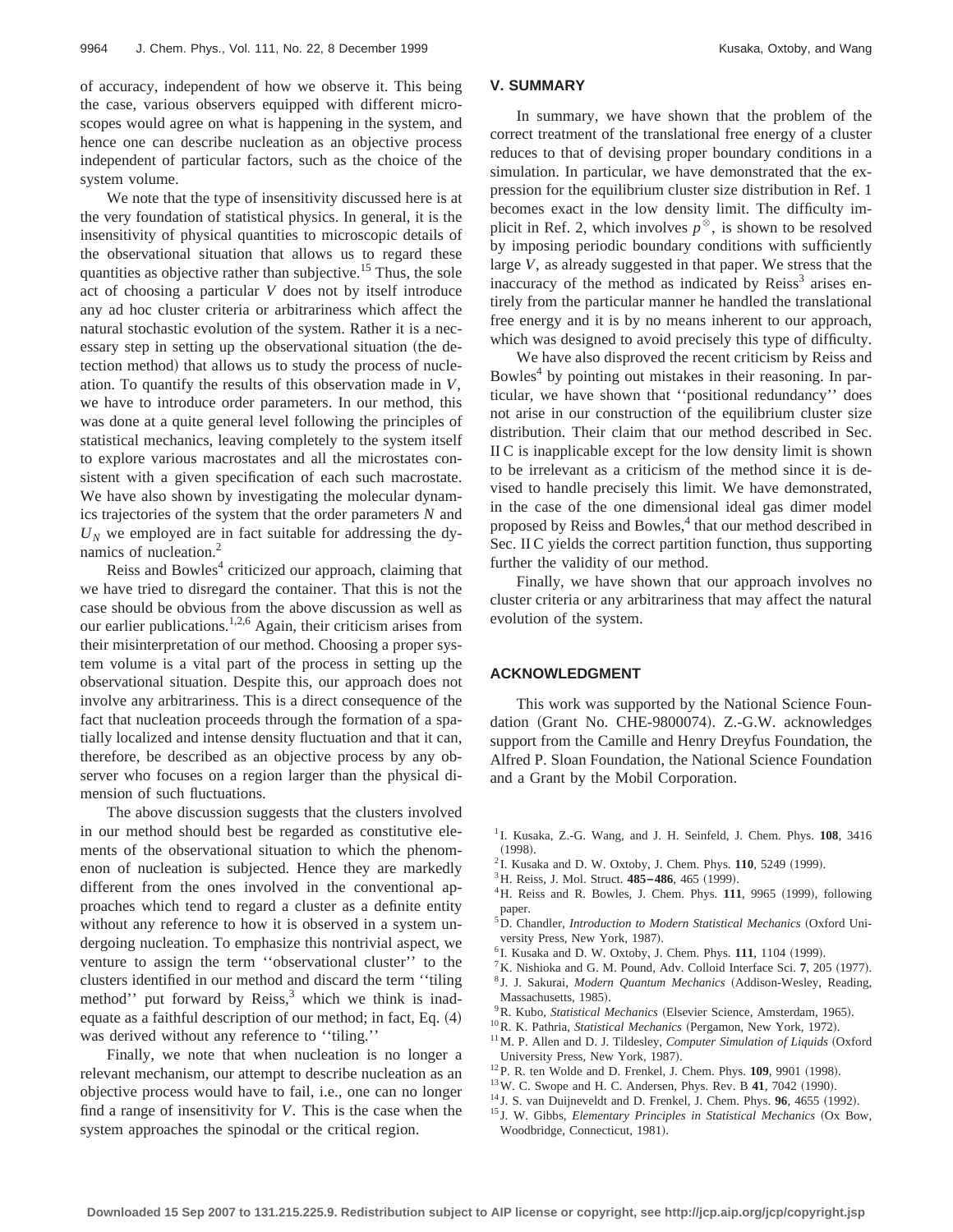of accuracy, independent of how we observe it. This being the case, various observers equipped with different microscopes would agree on what is happening in the system, and hence one can describe nucleation as an objective process independent of particular factors, such as the choice of the system volume.

We note that the type of insensitivity discussed here is at the very foundation of statistical physics. In general, it is the insensitivity of physical quantities to microscopic details of the observational situation that allows us to regard these quantities as objective rather than subjective.[15] Thus, the sole act of choosing a particular $V$ does not by itself introduce any ad hoc cluster criteria or arbitrariness which affect the natural stochastic evolution of the system. Rather it is a necessary step in setting up the observational situation (the detection method) that allows us to study the process of nucleation. To quantify the results of this observation made in $V$, we have to introduce order parameters. In our method, this was done at a quite general level following the principles of statistical mechanics, leaving completely to the system itself to explore various macrostates and all the microstates consistent with a given specification of each such macrostate. We have also shown by investigating the molecular dynamics trajectories of the system that the order parameters $N$ and $U_N$ we employed are in fact suitable for addressing the dynamics of nucleation.[2]

Reiss and Bowles[4] criticized our approach, claiming that we have tried to disregard the container. That this is not the case should be obvious from the above discussion as well as our earlier publications.[1,2,6] Again, their criticism arises from their misinterpretation of our method. Choosing a proper system volume is a vital part of the process in setting up the observational situation. Despite this, our approach does not involve any arbitrariness. This is a direct consequence of the fact that nucleation proceeds through the formation of a spatially localized and intense density fluctuation and that it can, therefore, be described as an objective process by any observer who focuses on a region larger than the physical dimension of such fluctuations.

The above discussion suggests that the clusters involved in our method should best be regarded as constitutive elements of the observational situation to which the phenomenon of nucleation is subjected. Hence they are markedly different from the ones involved in the conventional approaches which tend to regard a cluster as a definite entity without any reference to how it is observed in a system undergoing nucleation. To emphasize this nontrivial aspect, we venture to assign the term ''observational cluster'' to the clusters identified in our method and discard the term ''tiling method'' put forward by Reiss,[3] which we think is inadequate as a faithful description of our method; in fact, Eq. (4) was derived without any reference to ''tiling.''

Finally, we note that when nucleation is no longer a relevant mechanism, our attempt to describe nucleation as an objective process would have to fail, i.e., one can no longer find a range of insensitivity for $V$. This is the case when the system approaches the spinodal or the critical region.

## V. SUMMARY

In summary, we have shown that the problem of the correct treatment of the translational free energy of a cluster reduces to that of devising proper boundary conditions in a simulation. In particular, we have demonstrated that the expression for the equilibrium cluster size distribution in Ref. 1 becomes exact in the low density limit. The difficulty implicit in Ref. 2, which involves $p^{\otimes}$, is shown to be resolved by imposing periodic boundary conditions with sufficiently large $V$, as already suggested in that paper. We stress that the inaccuracy of the method as indicated by Reiss[3] arises entirely from the particular manner he handled the translational free energy and it is by no means inherent to our approach, which was designed to avoid precisely this type of difficulty.

We have also disproved the recent criticism by Reiss and Bowles[4] by pointing out mistakes in their reasoning. In particular, we have shown that ''positional redundancy'' does not arise in our construction of the equilibrium cluster size distribution. Their claim that our method described in Sec. II C is inapplicable except for the low density limit is shown to be irrelevant as a criticism of the method since it is devised to handle precisely this limit. We have demonstrated, in the case of the one dimensional ideal gas dimer model proposed by Reiss and Bowles,[4] that our method described in Sec. II C yields the correct partition function, thus supporting further the validity of our method.

Finally, we have shown that our approach involves no cluster criteria or any arbitrariness that may affect the natural evolution of the system.

## ACKNOWLEDGMENT

This work was supported by the National Science Foundation (Grant No. CHE-9800074). Z.-G.W. acknowledges support from the Camille and Henry Dreyfus Foundation, the Alfred P. Sloan Foundation, the National Science Foundation and a Grant by the Mobil Corporation.

1. I. Kusaka, Z.-G. Wang, and J. H. Seinfeld, J. Chem. Phys. **108**, 3416 (1998).
2. I. Kusaka and D. W. Oxtoby, J. Chem. Phys. **110**, 5249 (1999).
3. H. Reiss, J. Mol. Struct. **485–486**, 465 (1999).
4. H. Reiss and R. Bowles, J. Chem. Phys. **111**, 9965 (1999), following paper.
5. D. Chandler, *Introduction to Modern Statistical Mechanics* (Oxford University Press, New York, 1987).
6. I. Kusaka and D. W. Oxtoby, J. Chem. Phys. **111**, 1104 (1999).
7. K. Nishioka and G. M. Pound, Adv. Colloid Interface Sci. **7**, 205 (1977).
8. J. J. Sakurai, *Modern Quantum Mechanics* (Addison-Wesley, Reading, Massachusetts, 1985).
9. R. Kubo, *Statistical Mechanics* (Elsevier Science, Amsterdam, 1965).
10. R. K. Pathria, *Statistical Mechanics* (Pergamon, New York, 1972).
11. M. P. Allen and D. J. Tildesley, *Computer Simulation of Liquids* (Oxford University Press, New York, 1987).
12. P. R. ten Wolde and D. Frenkel, J. Chem. Phys. **109**, 9901 (1998).
13. W. C. Swope and H. C. Andersen, Phys. Rev. B **41**, 7042 (1990).
14. J. S. van Duijneveldt and D. Frenkel, J. Chem. Phys. **96**, 4655 (1992).
15. J. W. Gibbs, *Elementary Principles in Statistical Mechanics* (Ox Bow, Woodbridge, Connecticut, 1981).